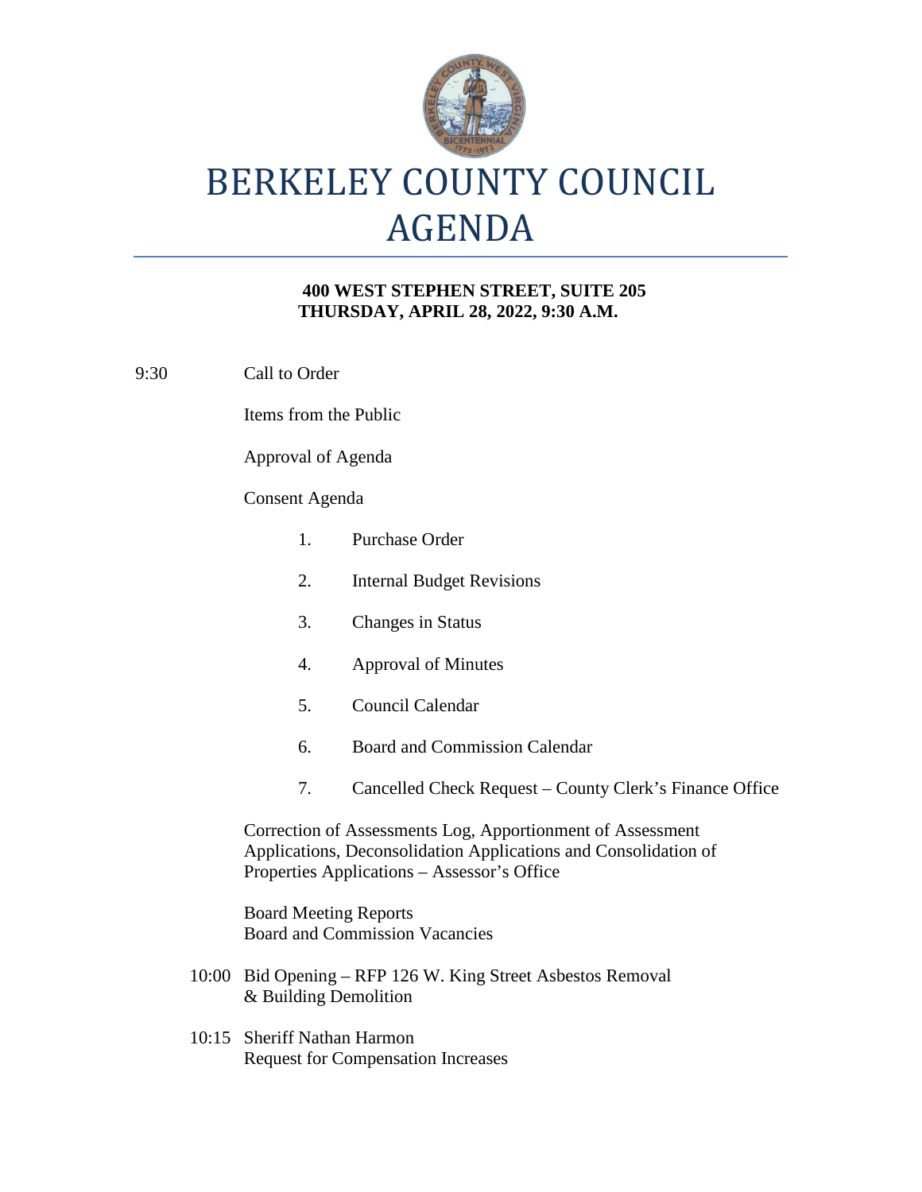# BERKELEY COUNTY COUNCIL AGENDA

**400 WEST STEPHEN STREET, SUITE 205**
**THURSDAY, APRIL 28, 2022, 9:30 A.M.**

9:30 Call to Order

Items from the Public

Approval of Agenda

Consent Agenda

1. Purchase Order
2. Internal Budget Revisions
3. Changes in Status
4. Approval of Minutes
5. Council Calendar
6. Board and Commission Calendar
7. Cancelled Check Request – County Clerk's Finance Office

Correction of Assessments Log, Apportionment of Assessment Applications, Deconsolidation Applications and Consolidation of Properties Applications – Assessor's Office

Board Meeting Reports
Board and Commission Vacancies

10:00 Bid Opening – RFP 126 W. King Street Asbestos Removal & Building Demolition

10:15 Sheriff Nathan Harmon
Request for Compensation Increases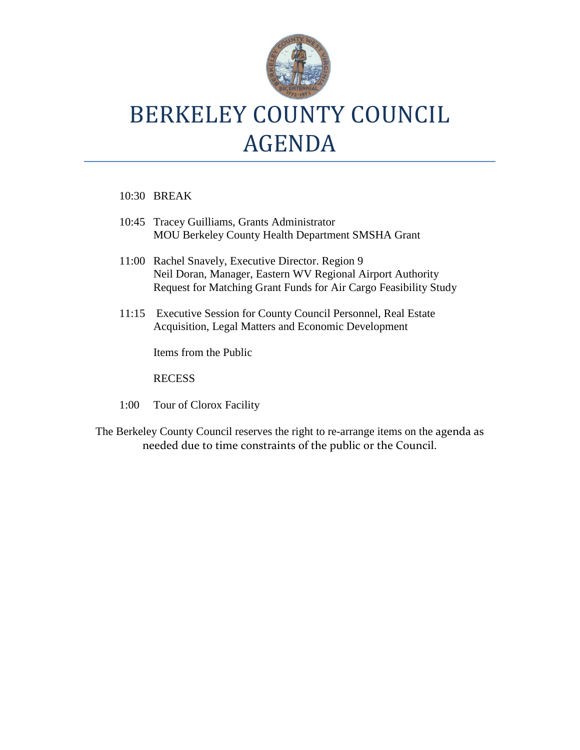# BERKELEY COUNTY COUNCIL AGENDA

10:30 BREAK

10:45 Tracey Guilliams, Grants Administrator
MOU Berkeley County Health Department SMSHA Grant

11:00 Rachel Snavely, Executive Director. Region 9
Neil Doran, Manager, Eastern WV Regional Airport Authority
Request for Matching Grant Funds for Air Cargo Feasibility Study

11:15 Executive Session for County Council Personnel, Real Estate Acquisition, Legal Matters and Economic Development

Items from the Public

RECESS

1:00 Tour of Clorox Facility

The Berkeley County Council reserves the right to re-arrange items on the agenda as needed due to time constraints of the public or the Council.